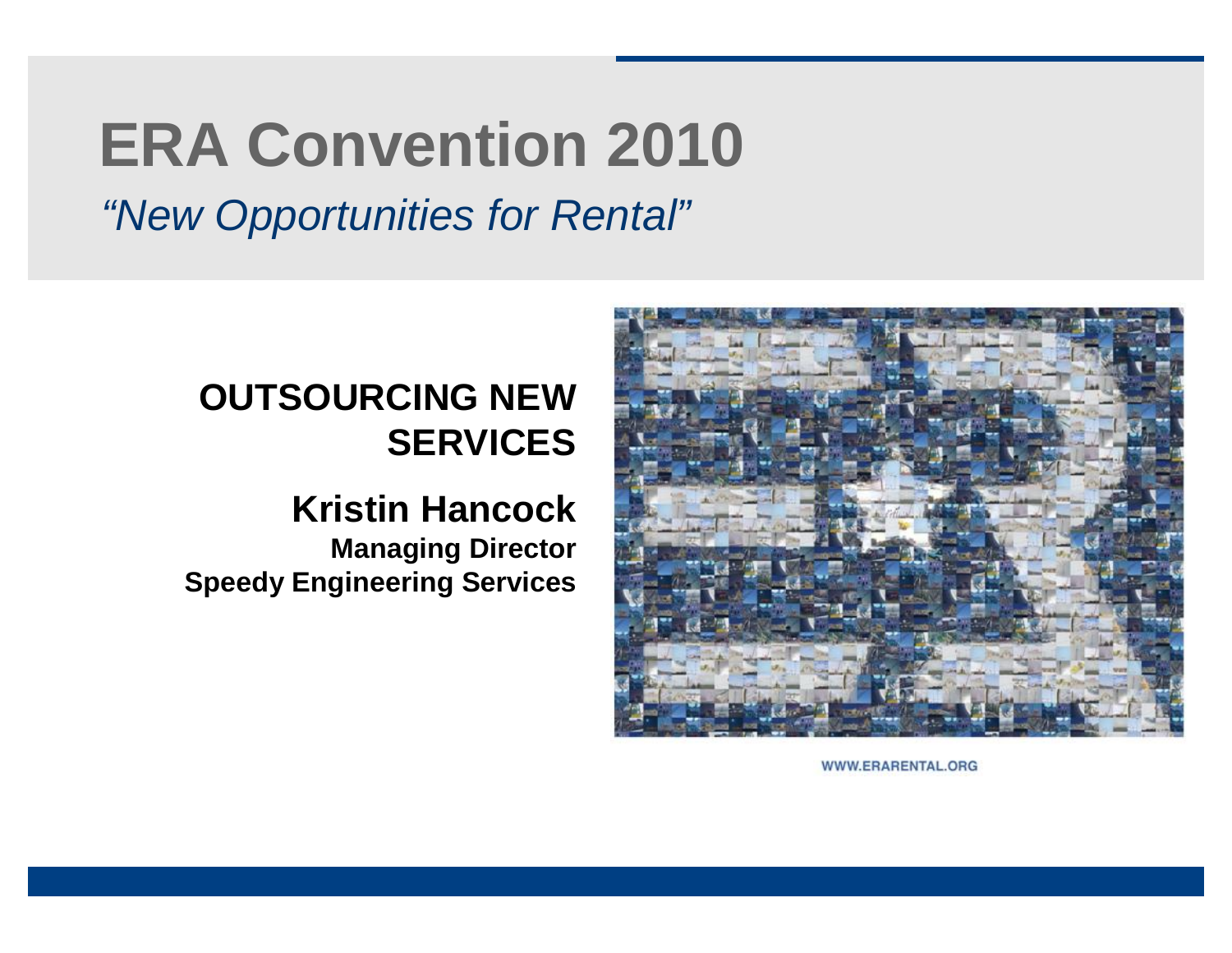# ERA Convention 2010

*"New Opportunities for Rental"*

## OUTSOURCING NEW SERVICES

**Kristin Hancock**

**Managing Director**

**Speedy Engineering Services**

WWW.ERARENTAL.ORG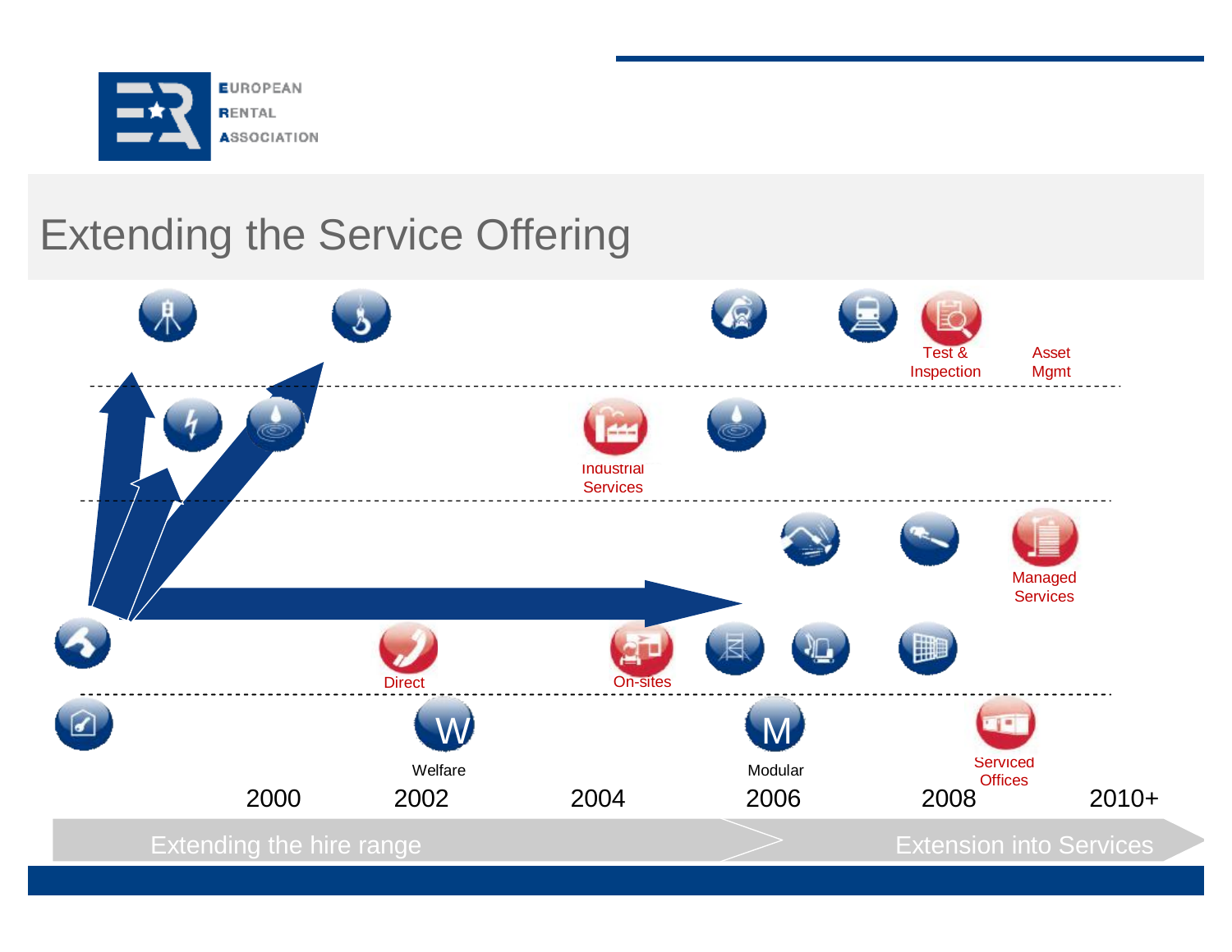EUROPEAN
RENTAL
ASSOCIATION

# Extending the Service Offering

Test & Inspection

Asset Mgmt

Industrial Services

Managed Services

Direct

On-sites

W

Welfare

M

Modular

Serviced Offices

2000
2002
2004
2006
2008
2010+

Extending the hire range

Extension into Services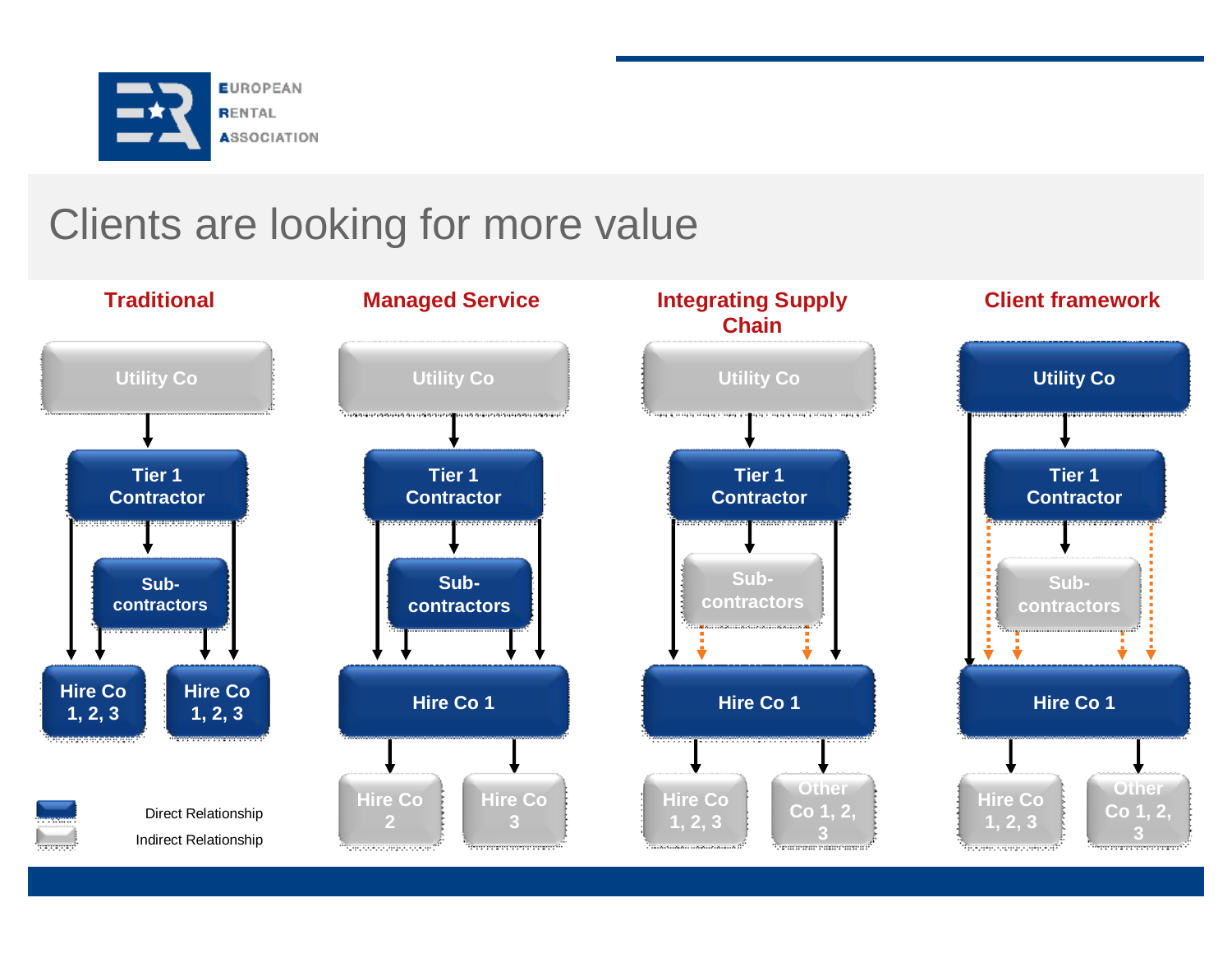# Clients are looking for more value

**Traditional**

Utility Co

Tier 1 Contractor

Sub-contractors

Hire Co 1, 2, 3

Hire Co 1, 2, 3

**Managed Service**

Utility Co

Tier 1 Contractor

Sub-contractors

Hire Co 1

Hire Co 2

Hire Co 3

**Integrating Supply Chain**

Utility Co

Tier 1 Contractor

Sub-contractors

Hire Co 1

Hire Co 1, 2, 3

Other Co 1, 2, 3

**Client framework**

Utility Co

Tier 1 Contractor

Sub-contractors

Hire Co 1

Hire Co 1, 2, 3

Other Co 1, 2, 3

Direct Relationship

Indirect Relationship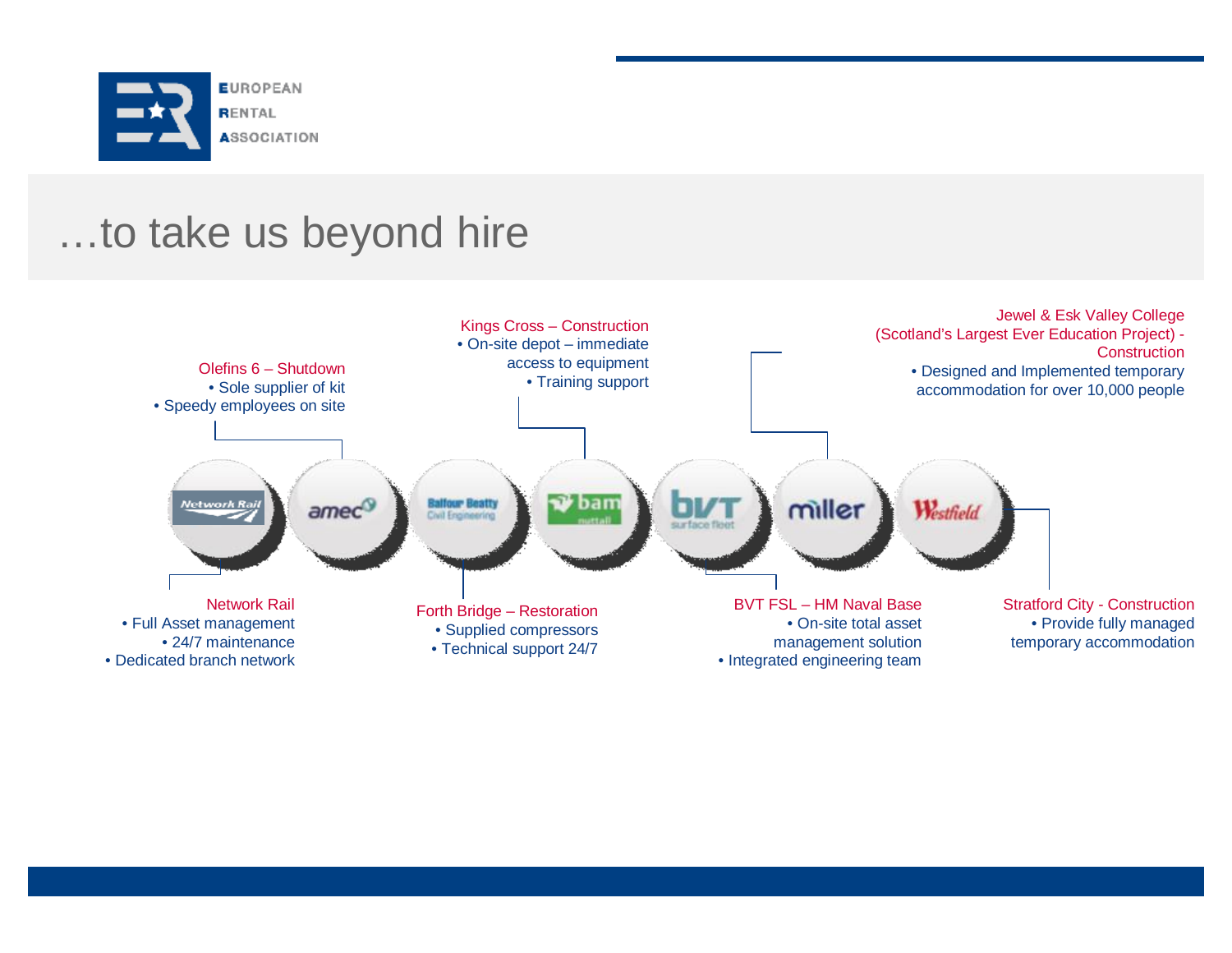# …to take us beyond hire

Olefins 6 – Shutdown
- Sole supplier of kit
- Speedy employees on site

Kings Cross – Construction
- On-site depot – immediate access to equipment
- Training support

Jewel & Esk Valley College (Scotland's Largest Ever Education Project) - Construction
- Designed and Implemented temporary accommodation for over 10,000 people

Network Rail
- Full Asset management
- 24/7 maintenance
- Dedicated branch network

Forth Bridge – Restoration
- Supplied compressors
- Technical support 24/7

BVT FSL – HM Naval Base
- On-site total asset management solution
- Integrated engineering team

Stratford City - Construction
- Provide fully managed temporary accommodation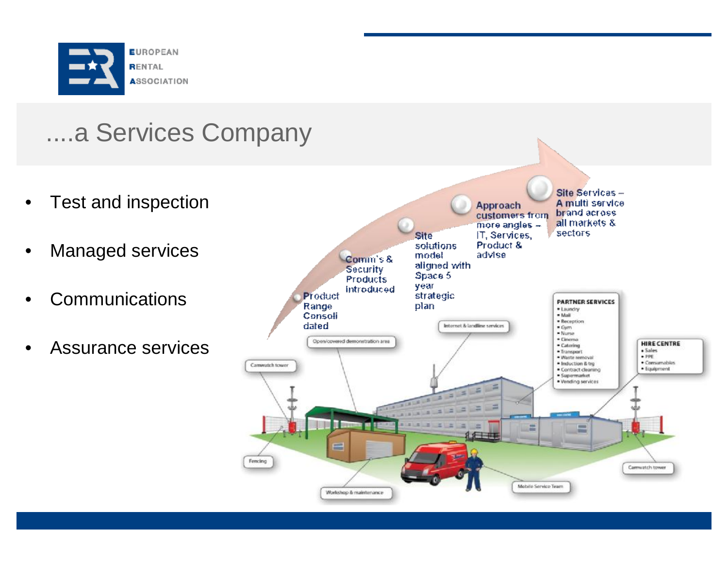# ....a Services Company

- Test and inspection
- Managed services
- Communications
- Assurance services

Product Range Consolidated

Comm's & Security Products introduced

Site solutions model aligned with Space 5 year strategic plan

Approach customers from more angles – IT, Services, Product & advise

Site Services – A multi service brand across all markets & sectors

PARTNER SERVICES
- Laundry
- Mail
- Reception
- Gym
- Nurse
- Cinema
- Catering
- Transport
- Waste removal
- Induction & trg
- Contract cleaning
- Supermarket
- Vending services

HIRE CENTRE
- Sales
- PPE
- Consumables
- Equipment

Internet & landline services

Open/covered demonstration area

Camwatch tower

Fencing

Workshop & maintenance

Mobile Service Team

Camwatch tower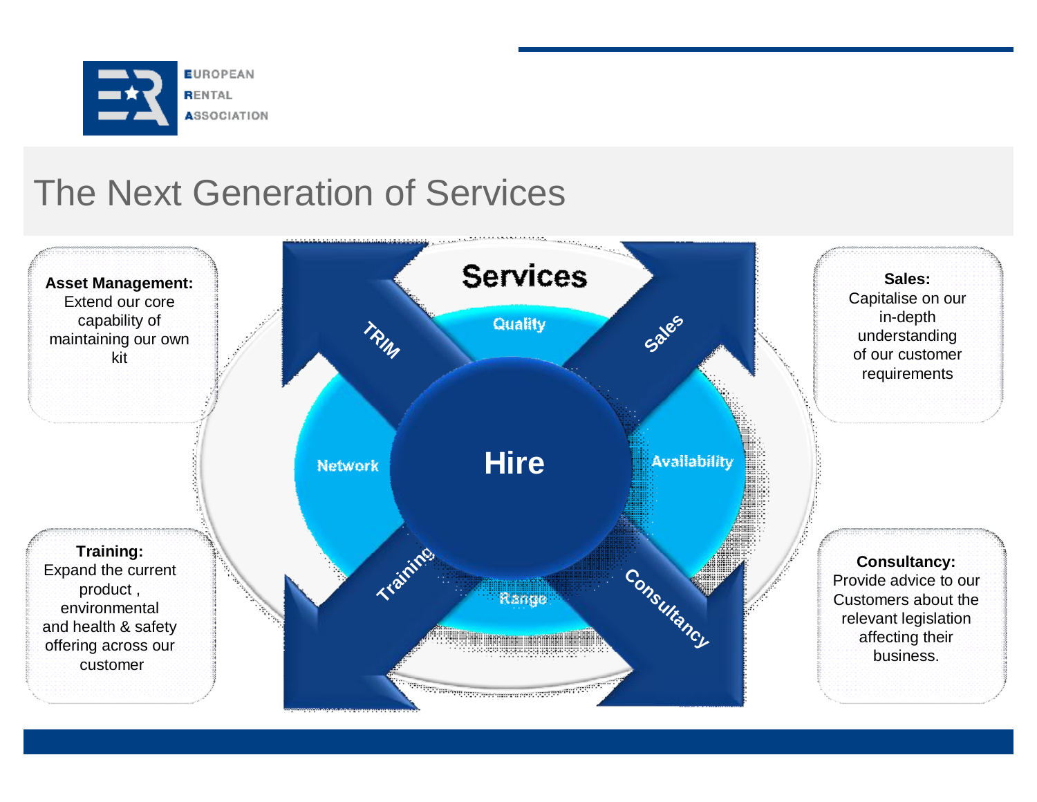EUROPEAN RENTAL ASSOCIATION

# The Next Generation of Services

**Asset Management:** Extend our core capability of maintaining our own kit

**Training:** Expand the current product , environmental and health & safety offering across our customer

Services

Quality

TRIM

Sales

Network

Hire

Availability

Training

Range

Consultancy

**Sales:** Capitalise on our in-depth understanding of our customer requirements

**Consultancy:** Provide advice to our Customers about the relevant legislation affecting their business.